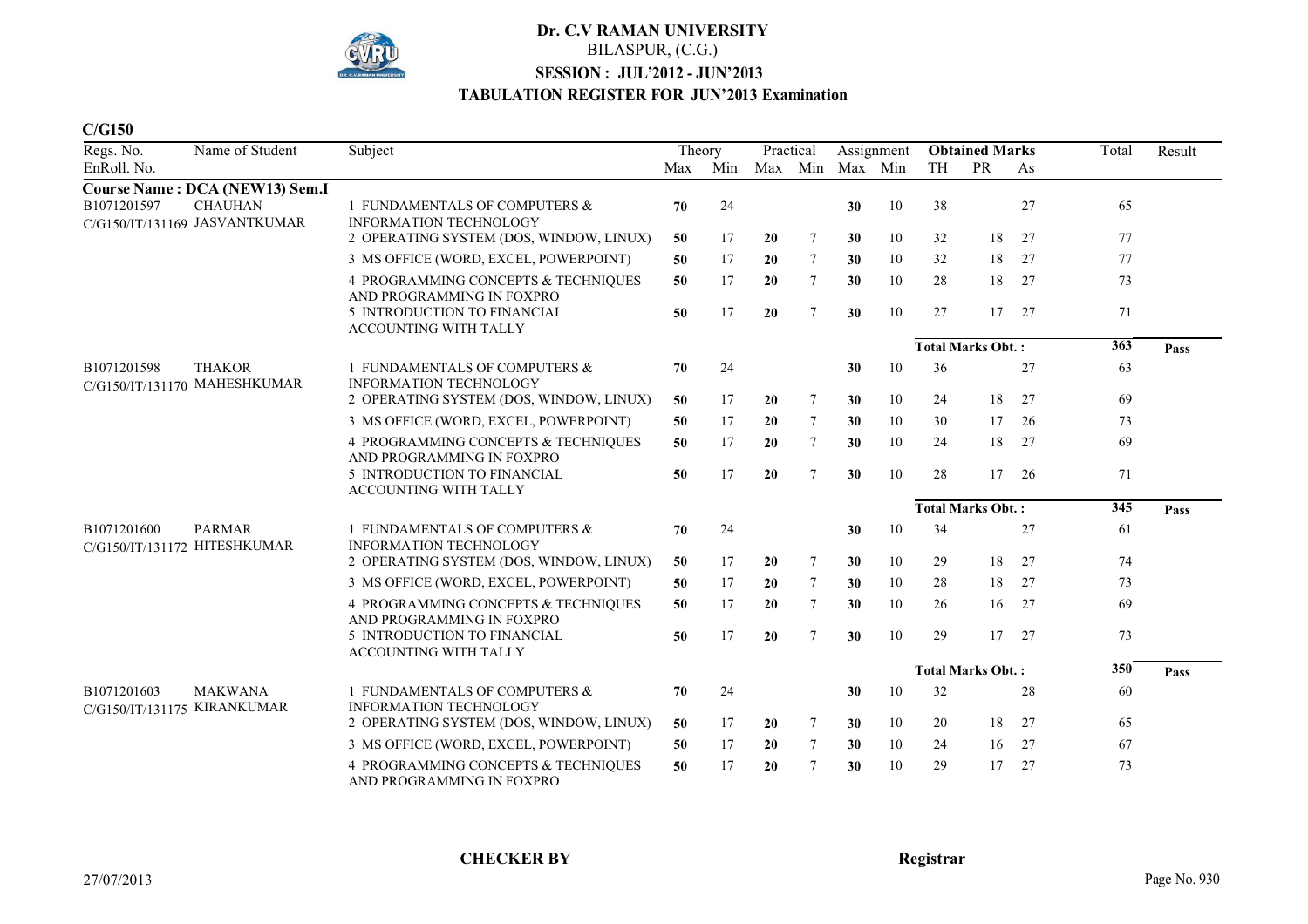# Dr. C.V RAMAN UNIVERSITY

BILASPUR, (C.G.)

**SESSION : JUL'2012 - JUN'2013**

**TABULATION REGISTER FOR JUN'2013 Examination**

**C/G150**

| Regs. No. / EnRoll. No. | Name of Student | Subject | Theory Max | Theory Min | Practical Max | Practical Min | Assignment Max | Assignment Min | Obtained Marks TH | Obtained Marks PR | Obtained Marks As | Total | Result |
|---|---|---|---|---|---|---|---|---|---|---|---|---|---|
| **Course Name : DCA (NEW13) Sem.I** | | | | | | | | | | | | | |
| B1071201597 C/G150/IT/131169 | CHAUHAN JASVANTKUMAR | 1 FUNDAMENTALS OF COMPUTERS & INFORMATION TECHNOLOGY | 70 | 24 | | | 30 | 10 | 38 | | 27 | 65 | |
| | | 2 OPERATING SYSTEM (DOS, WINDOW, LINUX) | 50 | 17 | 20 | 7 | 30 | 10 | 32 | 18 | 27 | 77 | |
| | | 3 MS OFFICE (WORD, EXCEL, POWERPOINT) | 50 | 17 | 20 | 7 | 30 | 10 | 32 | 18 | 27 | 77 | |
| | | 4 PROGRAMMING CONCEPTS & TECHNIQUES AND PROGRAMMING IN FOXPRO | 50 | 17 | 20 | 7 | 30 | 10 | 28 | 18 | 27 | 73 | |
| | | 5 INTRODUCTION TO FINANCIAL ACCOUNTING WITH TALLY | 50 | 17 | 20 | 7 | 30 | 10 | 27 | 17 | 27 | 71 | |
| | | | | | | | | | **Total Marks Obt. :** | | | 363 | Pass |
| B1071201598 C/G150/IT/131170 | THAKOR MAHESHKUMAR | 1 FUNDAMENTALS OF COMPUTERS & INFORMATION TECHNOLOGY | 70 | 24 | | | 30 | 10 | 36 | | 27 | 63 | |
| | | 2 OPERATING SYSTEM (DOS, WINDOW, LINUX) | 50 | 17 | 20 | 7 | 30 | 10 | 24 | 18 | 27 | 69 | |
| | | 3 MS OFFICE (WORD, EXCEL, POWERPOINT) | 50 | 17 | 20 | 7 | 30 | 10 | 30 | 17 | 26 | 73 | |
| | | 4 PROGRAMMING CONCEPTS & TECHNIQUES AND PROGRAMMING IN FOXPRO | 50 | 17 | 20 | 7 | 30 | 10 | 24 | 18 | 27 | 69 | |
| | | 5 INTRODUCTION TO FINANCIAL ACCOUNTING WITH TALLY | 50 | 17 | 20 | 7 | 30 | 10 | 28 | 17 | 26 | 71 | |
| | | | | | | | | | **Total Marks Obt. :** | | | 345 | Pass |
| B1071201600 C/G150/IT/131172 | PARMAR HITESHKUMAR | 1 FUNDAMENTALS OF COMPUTERS & INFORMATION TECHNOLOGY | 70 | 24 | | | 30 | 10 | 34 | | 27 | 61 | |
| | | 2 OPERATING SYSTEM (DOS, WINDOW, LINUX) | 50 | 17 | 20 | 7 | 30 | 10 | 29 | 18 | 27 | 74 | |
| | | 3 MS OFFICE (WORD, EXCEL, POWERPOINT) | 50 | 17 | 20 | 7 | 30 | 10 | 28 | 18 | 27 | 73 | |
| | | 4 PROGRAMMING CONCEPTS & TECHNIQUES AND PROGRAMMING IN FOXPRO | 50 | 17 | 20 | 7 | 30 | 10 | 26 | 16 | 27 | 69 | |
| | | 5 INTRODUCTION TO FINANCIAL ACCOUNTING WITH TALLY | 50 | 17 | 20 | 7 | 30 | 10 | 29 | 17 | 27 | 73 | |
| | | | | | | | | | **Total Marks Obt. :** | | | 350 | Pass |
| B1071201603 C/G150/IT/131175 | MAKWANA KIRANKUMAR | 1 FUNDAMENTALS OF COMPUTERS & INFORMATION TECHNOLOGY | 70 | 24 | | | 30 | 10 | 32 | | 28 | 60 | |
| | | 2 OPERATING SYSTEM (DOS, WINDOW, LINUX) | 50 | 17 | 20 | 7 | 30 | 10 | 20 | 18 | 27 | 65 | |
| | | 3 MS OFFICE (WORD, EXCEL, POWERPOINT) | 50 | 17 | 20 | 7 | 30 | 10 | 24 | 16 | 27 | 67 | |
| | | 4 PROGRAMMING CONCEPTS & TECHNIQUES AND PROGRAMMING IN FOXPRO | 50 | 17 | 20 | 7 | 30 | 10 | 29 | 17 | 27 | 73 | |

**CHECKER BY** | **Registrar**

27/07/2013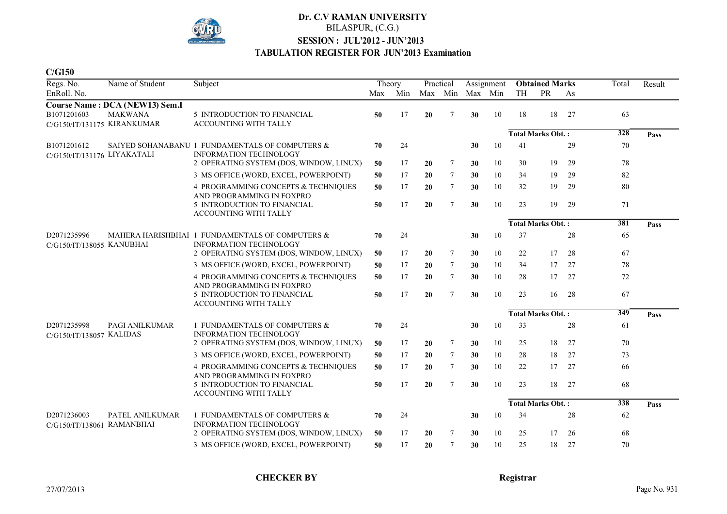# Dr. C.V RAMAN UNIVERSITY

BILASPUR, (C.G.)

**SESSION : JUL'2012 - JUN'2013**

**TABULATION REGISTER FOR JUN'2013 Examination**

**C/G150**

| Regs. No. / EnRoll. No. | Name of Student | Subject | Theory Max | Theory Min | Practical Max | Practical Min | Assignment Max | Assignment Min | Obtained Marks TH | Obtained Marks PR | Obtained Marks As | Total | Result |
|---|---|---|---|---|---|---|---|---|---|---|---|---|---|
| **Course Name : DCA (NEW13) Sem.I** | | | | | | | | | | | | | |
| B1071201603 C/G150/IT/131175 | MAKWANA KIRANKUMAR | 5 INTRODUCTION TO FINANCIAL ACCOUNTING WITH TALLY | 50 | 17 | 20 | 7 | 30 | 10 | 18 | 18 | 27 | 63 | |
| | | | | | | | | | **Total Marks Obt. :** | | | 328 | Pass |
| B1071201612 C/G150/IT/131176 | SAIYED SOHANABANU LIYAKATALI | 1 FUNDAMENTALS OF COMPUTERS & INFORMATION TECHNOLOGY | 70 | 24 | | | 30 | 10 | 41 | | 29 | 70 | |
| | | 2 OPERATING SYSTEM (DOS, WINDOW, LINUX) | 50 | 17 | 20 | 7 | 30 | 10 | 30 | 19 | 29 | 78 | |
| | | 3 MS OFFICE (WORD, EXCEL, POWERPOINT) | 50 | 17 | 20 | 7 | 30 | 10 | 34 | 19 | 29 | 82 | |
| | | 4 PROGRAMMING CONCEPTS & TECHNIQUES AND PROGRAMMING IN FOXPRO | 50 | 17 | 20 | 7 | 30 | 10 | 32 | 19 | 29 | 80 | |
| | | 5 INTRODUCTION TO FINANCIAL ACCOUNTING WITH TALLY | 50 | 17 | 20 | 7 | 30 | 10 | 23 | 19 | 29 | 71 | |
| | | | | | | | | | **Total Marks Obt. :** | | | 381 | Pass |
| D2071235996 C/G150/IT/138055 | MAHERA HARISHBHAI KANUBHAI | 1 FUNDAMENTALS OF COMPUTERS & INFORMATION TECHNOLOGY | 70 | 24 | | | 30 | 10 | 37 | | 28 | 65 | |
| | | 2 OPERATING SYSTEM (DOS, WINDOW, LINUX) | 50 | 17 | 20 | 7 | 30 | 10 | 22 | 17 | 28 | 67 | |
| | | 3 MS OFFICE (WORD, EXCEL, POWERPOINT) | 50 | 17 | 20 | 7 | 30 | 10 | 34 | 17 | 27 | 78 | |
| | | 4 PROGRAMMING CONCEPTS & TECHNIQUES AND PROGRAMMING IN FOXPRO | 50 | 17 | 20 | 7 | 30 | 10 | 28 | 17 | 27 | 72 | |
| | | 5 INTRODUCTION TO FINANCIAL ACCOUNTING WITH TALLY | 50 | 17 | 20 | 7 | 30 | 10 | 23 | 16 | 28 | 67 | |
| | | | | | | | | | **Total Marks Obt. :** | | | 349 | Pass |
| D2071235998 C/G150/IT/138057 | PAGI ANILKUMAR KALIDAS | 1 FUNDAMENTALS OF COMPUTERS & INFORMATION TECHNOLOGY | 70 | 24 | | | 30 | 10 | 33 | | 28 | 61 | |
| | | 2 OPERATING SYSTEM (DOS, WINDOW, LINUX) | 50 | 17 | 20 | 7 | 30 | 10 | 25 | 18 | 27 | 70 | |
| | | 3 MS OFFICE (WORD, EXCEL, POWERPOINT) | 50 | 17 | 20 | 7 | 30 | 10 | 28 | 18 | 27 | 73 | |
| | | 4 PROGRAMMING CONCEPTS & TECHNIQUES AND PROGRAMMING IN FOXPRO | 50 | 17 | 20 | 7 | 30 | 10 | 22 | 17 | 27 | 66 | |
| | | 5 INTRODUCTION TO FINANCIAL ACCOUNTING WITH TALLY | 50 | 17 | 20 | 7 | 30 | 10 | 23 | 18 | 27 | 68 | |
| | | | | | | | | | **Total Marks Obt. :** | | | 338 | Pass |
| D2071236003 C/G150/IT/138061 | PATEL ANILKUMAR RAMANBHAI | 1 FUNDAMENTALS OF COMPUTERS & INFORMATION TECHNOLOGY | 70 | 24 | | | 30 | 10 | 34 | | 28 | 62 | |
| | | 2 OPERATING SYSTEM (DOS, WINDOW, LINUX) | 50 | 17 | 20 | 7 | 30 | 10 | 25 | 17 | 26 | 68 | |
| | | 3 MS OFFICE (WORD, EXCEL, POWERPOINT) | 50 | 17 | 20 | 7 | 30 | 10 | 25 | 18 | 27 | 70 | |

**CHECKER BY** | **Registrar**

27/07/2013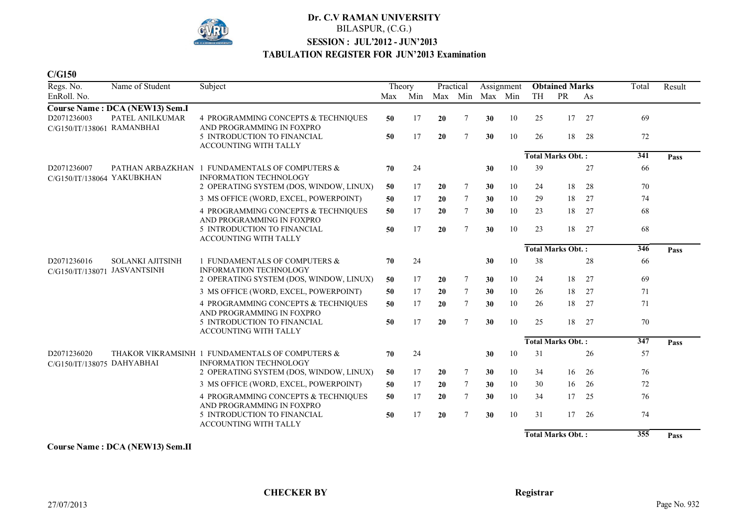# Dr. C.V RAMAN UNIVERSITY

BILASPUR, (C.G.)

**SESSION : JUL'2012 - JUN'2013**

**TABULATION REGISTER FOR JUN'2013 Examination**

**C/G150**

| Regs. No. / EnRoll. No. | Name of Student | Subject | Theory Max | Theory Min | Practical Max | Practical Min | Assignment Max | Assignment Min | Obtained Marks TH | Obtained Marks PR | Obtained Marks As | Total | Result |
|---|---|---|---|---|---|---|---|---|---|---|---|---|---|
| **Course Name : DCA (NEW13) Sem.I** | | | | | | | | | | | | | |
| D2071236003 C/G150/IT/138061 | PATEL ANILKUMAR RAMANBHAI | 4 PROGRAMMING CONCEPTS & TECHNIQUES AND PROGRAMMING IN FOXPRO | 50 | 17 | 20 | 7 | 30 | 10 | 25 | 17 | 27 | 69 | |
| | | 5 INTRODUCTION TO FINANCIAL ACCOUNTING WITH TALLY | 50 | 17 | 20 | 7 | 30 | 10 | 26 | 18 | 28 | 72 | |
| | | | | | | | | | **Total Marks Obt. :** | | | 341 | Pass |
| D2071236007 C/G150/IT/138064 | PATHAN ARBAZKHAN YAKUBKHAN | 1 FUNDAMENTALS OF COMPUTERS & INFORMATION TECHNOLOGY | 70 | 24 | | | 30 | 10 | 39 | | 27 | 66 | |
| | | 2 OPERATING SYSTEM (DOS, WINDOW, LINUX) | 50 | 17 | 20 | 7 | 30 | 10 | 24 | 18 | 28 | 70 | |
| | | 3 MS OFFICE (WORD, EXCEL, POWERPOINT) | 50 | 17 | 20 | 7 | 30 | 10 | 29 | 18 | 27 | 74 | |
| | | 4 PROGRAMMING CONCEPTS & TECHNIQUES AND PROGRAMMING IN FOXPRO | 50 | 17 | 20 | 7 | 30 | 10 | 23 | 18 | 27 | 68 | |
| | | 5 INTRODUCTION TO FINANCIAL ACCOUNTING WITH TALLY | 50 | 17 | 20 | 7 | 30 | 10 | 23 | 18 | 27 | 68 | |
| | | | | | | | | | **Total Marks Obt. :** | | | 346 | Pass |
| D2071236016 C/G150/IT/138071 | SOLANKI AJITSINH JASVANTSINH | 1 FUNDAMENTALS OF COMPUTERS & INFORMATION TECHNOLOGY | 70 | 24 | | | 30 | 10 | 38 | | 28 | 66 | |
| | | 2 OPERATING SYSTEM (DOS, WINDOW, LINUX) | 50 | 17 | 20 | 7 | 30 | 10 | 24 | 18 | 27 | 69 | |
| | | 3 MS OFFICE (WORD, EXCEL, POWERPOINT) | 50 | 17 | 20 | 7 | 30 | 10 | 26 | 18 | 27 | 71 | |
| | | 4 PROGRAMMING CONCEPTS & TECHNIQUES AND PROGRAMMING IN FOXPRO | 50 | 17 | 20 | 7 | 30 | 10 | 26 | 18 | 27 | 71 | |
| | | 5 INTRODUCTION TO FINANCIAL ACCOUNTING WITH TALLY | 50 | 17 | 20 | 7 | 30 | 10 | 25 | 18 | 27 | 70 | |
| | | | | | | | | | **Total Marks Obt. :** | | | 347 | Pass |
| D2071236020 C/G150/IT/138075 | THAKOR VIKRAMSINH DAHYABHAI | 1 FUNDAMENTALS OF COMPUTERS & INFORMATION TECHNOLOGY | 70 | 24 | | | 30 | 10 | 31 | | 26 | 57 | |
| | | 2 OPERATING SYSTEM (DOS, WINDOW, LINUX) | 50 | 17 | 20 | 7 | 30 | 10 | 34 | 16 | 26 | 76 | |
| | | 3 MS OFFICE (WORD, EXCEL, POWERPOINT) | 50 | 17 | 20 | 7 | 30 | 10 | 30 | 16 | 26 | 72 | |
| | | 4 PROGRAMMING CONCEPTS & TECHNIQUES AND PROGRAMMING IN FOXPRO | 50 | 17 | 20 | 7 | 30 | 10 | 34 | 17 | 25 | 76 | |
| | | 5 INTRODUCTION TO FINANCIAL ACCOUNTING WITH TALLY | 50 | 17 | 20 | 7 | 30 | 10 | 31 | 17 | 26 | 74 | |
| | | | | | | | | | **Total Marks Obt. :** | | | 355 | Pass |

**Course Name : DCA (NEW13) Sem.II**

**CHECKER BY** **Registrar**

27/07/2013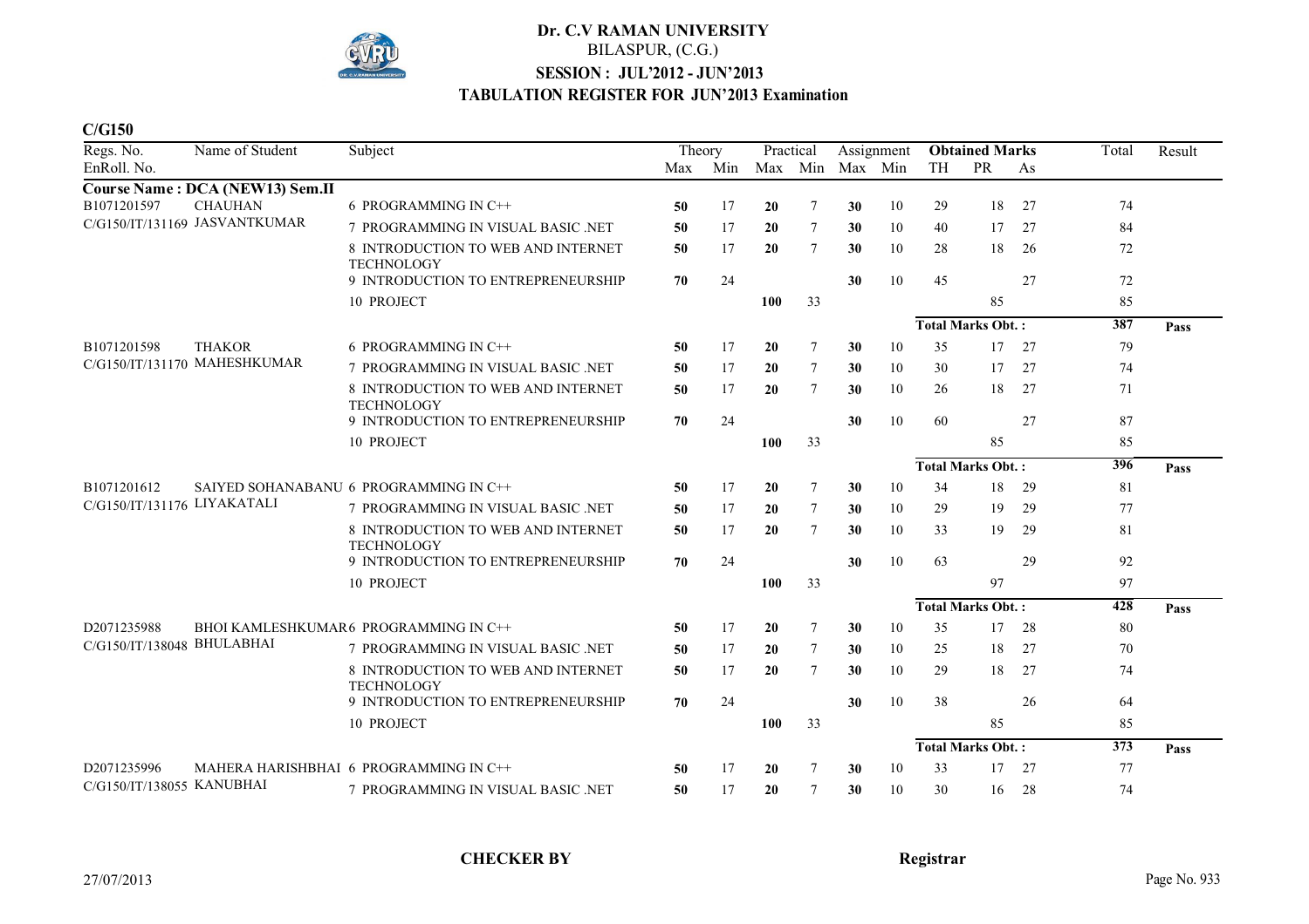# Dr. C.V RAMAN UNIVERSITY

BILASPUR, (C.G.)

**SESSION : JUL'2012 - JUN'2013**

**TABULATION REGISTER FOR JUN'2013 Examination**

**C/G150**

| Regs. No. / EnRoll. No. | Name of Student | Subject | Theory Max | Theory Min | Practical Max | Practical Min | Assignment Max | Assignment Min | Obtained Marks TH | Obtained Marks PR | Obtained Marks As | Total | Result |
|---|---|---|---|---|---|---|---|---|---|---|---|---|---|
| **Course Name : DCA (NEW13) Sem.II** | | | | | | | | | | | | | |
| B1071201597 | CHAUHAN | 6 PROGRAMMING IN C++ | 50 | 17 | 20 | 7 | 30 | 10 | 29 | 18 | 27 | 74 | |
| C/G150/IT/131169 | JASVANTKUMAR | 7 PROGRAMMING IN VISUAL BASIC .NET | 50 | 17 | 20 | 7 | 30 | 10 | 40 | 17 | 27 | 84 | |
| | | 8 INTRODUCTION TO WEB AND INTERNET TECHNOLOGY | 50 | 17 | 20 | 7 | 30 | 10 | 28 | 18 | 26 | 72 | |
| | | 9 INTRODUCTION TO ENTREPRENEURSHIP | 70 | 24 | | | 30 | 10 | 45 | | 27 | 72 | |
| | | 10 PROJECT | | | 100 | 33 | | | | 85 | | 85 | |
| | | | | | | | | | **Total Marks Obt. :** | | | **387** | **Pass** |
| B1071201598 | THAKOR | 6 PROGRAMMING IN C++ | 50 | 17 | 20 | 7 | 30 | 10 | 35 | 17 | 27 | 79 | |
| C/G150/IT/131170 | MAHESHKUMAR | 7 PROGRAMMING IN VISUAL BASIC .NET | 50 | 17 | 20 | 7 | 30 | 10 | 30 | 17 | 27 | 74 | |
| | | 8 INTRODUCTION TO WEB AND INTERNET TECHNOLOGY | 50 | 17 | 20 | 7 | 30 | 10 | 26 | 18 | 27 | 71 | |
| | | 9 INTRODUCTION TO ENTREPRENEURSHIP | 70 | 24 | | | 30 | 10 | 60 | | 27 | 87 | |
| | | 10 PROJECT | | | 100 | 33 | | | | 85 | | 85 | |
| | | | | | | | | | **Total Marks Obt. :** | | | **396** | **Pass** |
| B1071201612 | SAIYED SOHANABANU | 6 PROGRAMMING IN C++ | 50 | 17 | 20 | 7 | 30 | 10 | 34 | 18 | 29 | 81 | |
| C/G150/IT/131176 | LIYAKATALI | 7 PROGRAMMING IN VISUAL BASIC .NET | 50 | 17 | 20 | 7 | 30 | 10 | 29 | 19 | 29 | 77 | |
| | | 8 INTRODUCTION TO WEB AND INTERNET TECHNOLOGY | 50 | 17 | 20 | 7 | 30 | 10 | 33 | 19 | 29 | 81 | |
| | | 9 INTRODUCTION TO ENTREPRENEURSHIP | 70 | 24 | | | 30 | 10 | 63 | | 29 | 92 | |
| | | 10 PROJECT | | | 100 | 33 | | | | 97 | | 97 | |
| | | | | | | | | | **Total Marks Obt. :** | | | **428** | **Pass** |
| D2071235988 | BHOI KAMLESHKUMAR | 6 PROGRAMMING IN C++ | 50 | 17 | 20 | 7 | 30 | 10 | 35 | 17 | 28 | 80 | |
| C/G150/IT/138048 | BHULABHAI | 7 PROGRAMMING IN VISUAL BASIC .NET | 50 | 17 | 20 | 7 | 30 | 10 | 25 | 18 | 27 | 70 | |
| | | 8 INTRODUCTION TO WEB AND INTERNET TECHNOLOGY | 50 | 17 | 20 | 7 | 30 | 10 | 29 | 18 | 27 | 74 | |
| | | 9 INTRODUCTION TO ENTREPRENEURSHIP | 70 | 24 | | | 30 | 10 | 38 | | 26 | 64 | |
| | | 10 PROJECT | | | 100 | 33 | | | | 85 | | 85 | |
| | | | | | | | | | **Total Marks Obt. :** | | | **373** | **Pass** |
| D2071235996 | MAHERA HARISHBHAI | 6 PROGRAMMING IN C++ | 50 | 17 | 20 | 7 | 30 | 10 | 33 | 17 | 27 | 77 | |
| C/G150/IT/138055 | KANUBHAI | 7 PROGRAMMING IN VISUAL BASIC .NET | 50 | 17 | 20 | 7 | 30 | 10 | 30 | 16 | 28 | 74 | |

**CHECKER BY** **Registrar**

27/07/2013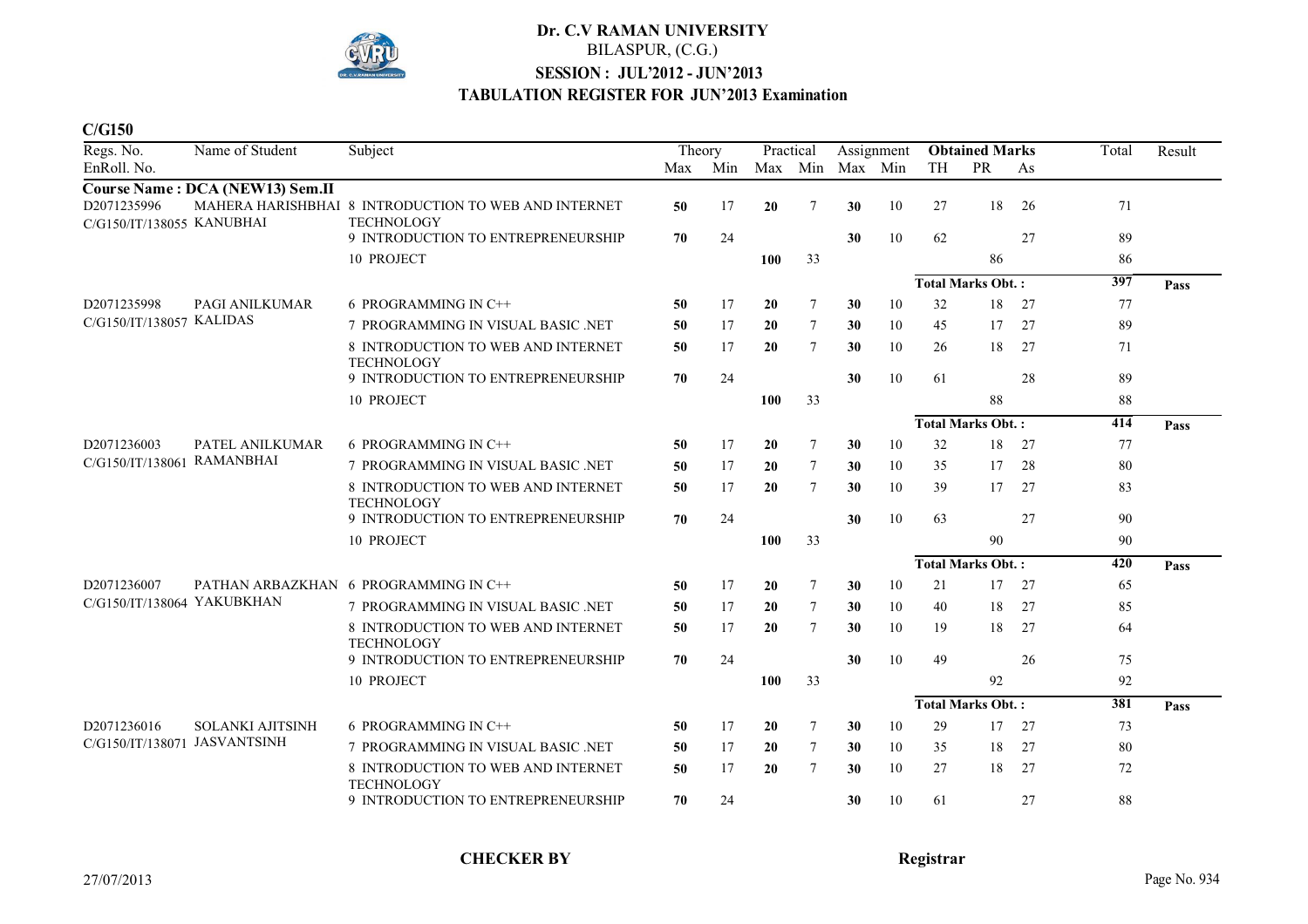# Dr. C.V RAMAN UNIVERSITY

BILASPUR, (C.G.)

**SESSION : JUL'2012 - JUN'2013**

**TABULATION REGISTER FOR JUN'2013 Examination**

**C/G150**

| Regs. No. / EnRoll. No. | Name of Student | Subject | Theory Max | Theory Min | Practical Max | Practical Min | Assignment Max | Assignment Min | Obtained Marks TH | Obtained Marks PR | Obtained Marks As | Total | Result |
|---|---|---|---|---|---|---|---|---|---|---|---|---|---|
| **Course Name : DCA (NEW13) Sem.II** | | | | | | | | | | | | | |
| D2071235996 C/G150/IT/138055 | MAHERA HARISHBHAI KANUBHAI | 8 INTRODUCTION TO WEB AND INTERNET TECHNOLOGY | 50 | 17 | 20 | 7 | 30 | 10 | 27 | 18 | 26 | 71 | |
| | | 9 INTRODUCTION TO ENTREPRENEURSHIP | 70 | 24 | | | 30 | 10 | 62 | | 27 | 89 | |
| | | 10 PROJECT | | | 100 | 33 | | | | 86 | | 86 | |
| | | | | | | | | | **Total Marks Obt. :** | | | 397 | **Pass** |
| D2071235998 C/G150/IT/138057 | PAGI ANILKUMAR KALIDAS | 6 PROGRAMMING IN C++ | 50 | 17 | 20 | 7 | 30 | 10 | 32 | 18 | 27 | 77 | |
| | | 7 PROGRAMMING IN VISUAL BASIC .NET | 50 | 17 | 20 | 7 | 30 | 10 | 45 | 17 | 27 | 89 | |
| | | 8 INTRODUCTION TO WEB AND INTERNET TECHNOLOGY | 50 | 17 | 20 | 7 | 30 | 10 | 26 | 18 | 27 | 71 | |
| | | 9 INTRODUCTION TO ENTREPRENEURSHIP | 70 | 24 | | | 30 | 10 | 61 | | 28 | 89 | |
| | | 10 PROJECT | | | 100 | 33 | | | | 88 | | 88 | |
| | | | | | | | | | **Total Marks Obt. :** | | | 414 | **Pass** |
| D2071236003 C/G150/IT/138061 | PATEL ANILKUMAR RAMANBHAI | 6 PROGRAMMING IN C++ | 50 | 17 | 20 | 7 | 30 | 10 | 32 | 18 | 27 | 77 | |
| | | 7 PROGRAMMING IN VISUAL BASIC .NET | 50 | 17 | 20 | 7 | 30 | 10 | 35 | 17 | 28 | 80 | |
| | | 8 INTRODUCTION TO WEB AND INTERNET TECHNOLOGY | 50 | 17 | 20 | 7 | 30 | 10 | 39 | 17 | 27 | 83 | |
| | | 9 INTRODUCTION TO ENTREPRENEURSHIP | 70 | 24 | | | 30 | 10 | 63 | | 27 | 90 | |
| | | 10 PROJECT | | | 100 | 33 | | | | 90 | | 90 | |
| | | | | | | | | | **Total Marks Obt. :** | | | 420 | **Pass** |
| D2071236007 C/G150/IT/138064 | PATHAN ARBAZKHAN YAKUBKHAN | 6 PROGRAMMING IN C++ | 50 | 17 | 20 | 7 | 30 | 10 | 21 | 17 | 27 | 65 | |
| | | 7 PROGRAMMING IN VISUAL BASIC .NET | 50 | 17 | 20 | 7 | 30 | 10 | 40 | 18 | 27 | 85 | |
| | | 8 INTRODUCTION TO WEB AND INTERNET TECHNOLOGY | 50 | 17 | 20 | 7 | 30 | 10 | 19 | 18 | 27 | 64 | |
| | | 9 INTRODUCTION TO ENTREPRENEURSHIP | 70 | 24 | | | 30 | 10 | 49 | | 26 | 75 | |
| | | 10 PROJECT | | | 100 | 33 | | | | 92 | | 92 | |
| | | | | | | | | | **Total Marks Obt. :** | | | 381 | **Pass** |
| D2071236016 C/G150/IT/138071 | SOLANKI AJITSINH JASVANTSINH | 6 PROGRAMMING IN C++ | 50 | 17 | 20 | 7 | 30 | 10 | 29 | 17 | 27 | 73 | |
| | | 7 PROGRAMMING IN VISUAL BASIC .NET | 50 | 17 | 20 | 7 | 30 | 10 | 35 | 18 | 27 | 80 | |
| | | 8 INTRODUCTION TO WEB AND INTERNET TECHNOLOGY | 50 | 17 | 20 | 7 | 30 | 10 | 27 | 18 | 27 | 72 | |
| | | 9 INTRODUCTION TO ENTREPRENEURSHIP | 70 | 24 | | | 30 | 10 | 61 | | 27 | 88 | |

**CHECKER BY** **Registrar**

27/07/2013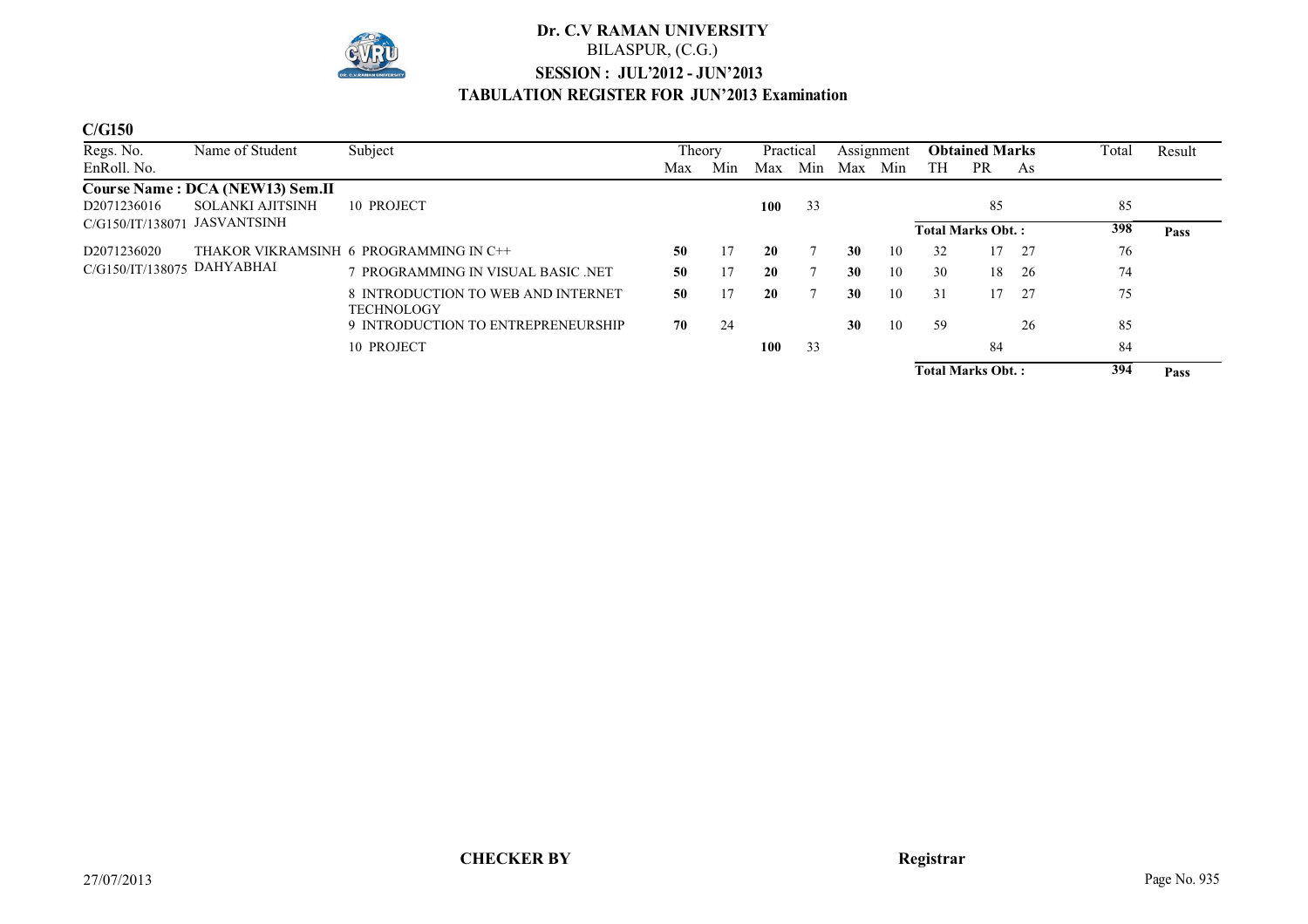# Dr. C.V RAMAN UNIVERSITY

BILASPUR, (C.G.)

**SESSION : JUL'2012 - JUN'2013**

**TABULATION REGISTER FOR JUN'2013 Examination**

**C/G150**

| Regs. No. / EnRoll. No. | Name of Student | Subject | Theory Max | Theory Min | Practical Max | Practical Min | Assignment Max | Assignment Min | Obtained Marks TH | Obtained Marks PR | Obtained Marks As | Total | Result |
|---|---|---|---|---|---|---|---|---|---|---|---|---|---|
| **Course Name : DCA (NEW13) Sem.II** | | | | | | | | | | | | | |
| D2071236016 / C/G150/IT/138071 | SOLANKI AJITSINH JASVANTSINH | 10 PROJECT | | | 100 | 33 | | | | 85 | | 85 | |
| | | | | | | | | | **Total Marks Obt. :** | | | 398 | **Pass** |
| D2071236020 / C/G150/IT/138075 | THAKOR VIKRAMSINH DAHYABHAI | 6 PROGRAMMING IN C++ | 50 | 17 | 20 | 7 | 30 | 10 | 32 | 17 | 27 | 76 | |
| | | 7 PROGRAMMING IN VISUAL BASIC .NET | 50 | 17 | 20 | 7 | 30 | 10 | 30 | 18 | 26 | 74 | |
| | | 8 INTRODUCTION TO WEB AND INTERNET TECHNOLOGY | 50 | 17 | 20 | 7 | 30 | 10 | 31 | 17 | 27 | 75 | |
| | | 9 INTRODUCTION TO ENTREPRENEURSHIP | 70 | 24 | | | 30 | 10 | 59 | | 26 | 85 | |
| | | 10 PROJECT | | | 100 | 33 | | | | 84 | | 84 | |
| | | | | | | | | | **Total Marks Obt. :** | | | 394 | **Pass** |

**CHECKER BY** **Registrar**

27/07/2013